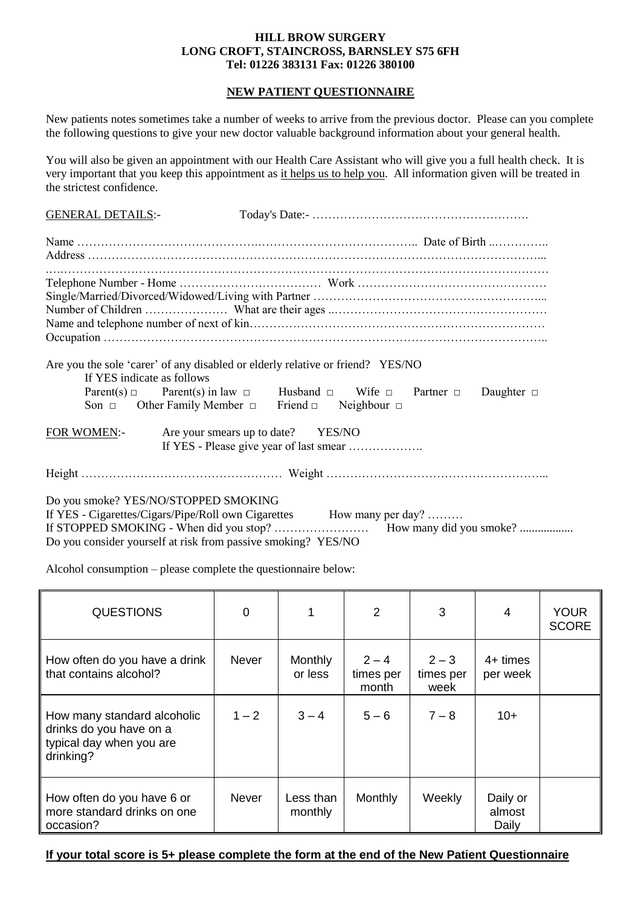**HILL BROW SURGERY**
**LONG CROFT, STAINCROSS, BARNSLEY S75 6FH**
**Tel: 01226 383131 Fax: 01226 380100**

## NEW PATIENT QUESTIONNAIRE

New patients notes sometimes take a number of weeks to arrive from the previous doctor. Please can you complete the following questions to give your new doctor valuable background information about your general health.

You will also be given an appointment with our Health Care Assistant who will give you a full health check. It is very important that you keep this appointment as it helps us to help you. All information given will be treated in the strictest confidence.

GENERAL DETAILS:- Today's Date:- ……………………………………………….

Name ………………………………………………………………………….. Date of Birth ..…………..
Address ……………………………………………………………………………………………………...
………………………………………………………………………………………………………………
Telephone Number - Home ……………………………… Work …………………………………………
Single/Married/Divorced/Widowed/Living with Partner ………………………………………………...
Number of Children ………………… What are their ages ..……………………………………………
Name and telephone number of next of kin…………………………………………………………………
Occupation ……………………………………………………………………………………………………..

Are you the sole 'carer' of any disabled or elderly relative or friend? YES/NO
If YES indicate as follows
Parent(s) □ Parent(s) in law □ Husband □ Wife □ Partner □ Daughter □
Son □ Other Family Member □ Friend □ Neighbour □

FOR WOMEN:- Are your smears up to date? YES/NO
If YES - Please give year of last smear ……………….

Height …………………………………………… Weight ……………………………………………...

Do you smoke? YES/NO/STOPPED SMOKING
If YES - Cigarettes/Cigars/Pipe/Roll own Cigarettes How many per day? ………
If STOPPED SMOKING - When did you stop? …………………… How many did you smoke? ..................
Do you consider yourself at risk from passive smoking? YES/NO

Alcohol consumption – please complete the questionnaire below:

| QUESTIONS | 0 | 1 | 2 | 3 | 4 | YOUR SCORE |
|---|---|---|---|---|---|---|
| How often do you have a drink that contains alcohol? | Never | Monthly or less | 2 – 4 times per month | 2 – 3 times per week | 4+ times per week | |
| How many standard alcoholic drinks do you have on a typical day when you are drinking? | 1 – 2 | 3 – 4 | 5 – 6 | 7 – 8 | 10+ | |
| How often do you have 6 or more standard drinks on one occasion? | Never | Less than monthly | Monthly | Weekly | Daily or almost Daily | |

**If your total score is 5+ please complete the form at the end of the New Patient Questionnaire**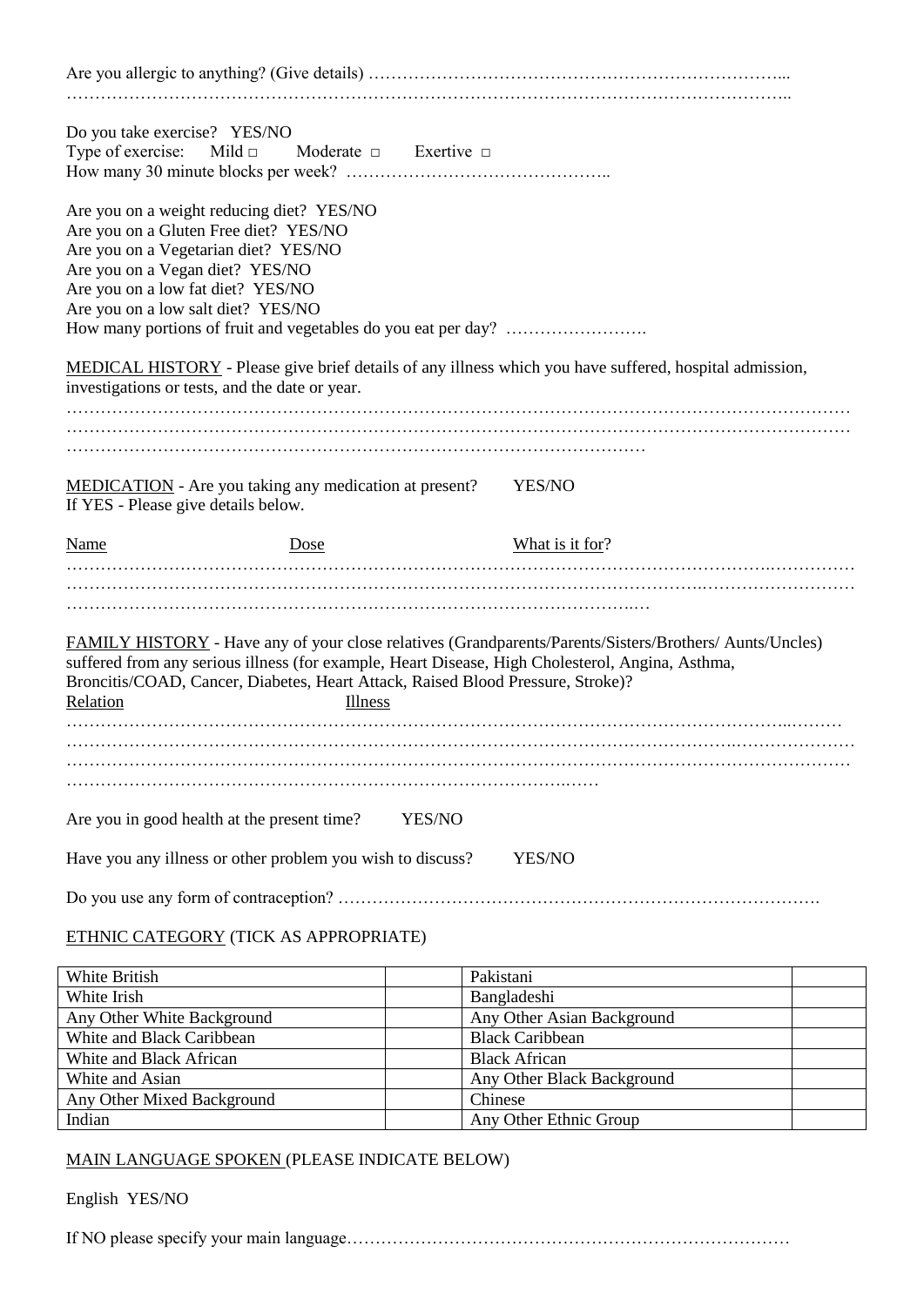Are you allergic to anything? (Give details) ……………………………………………………………...
……………………………………………………………………………………………………………..

Do you take exercise? YES/NO
Type of exercise: Mild □ Moderate □ Exertive □
How many 30 minute blocks per week? ………………………………………..

Are you on a weight reducing diet? YES/NO
Are you on a Gluten Free diet? YES/NO
Are you on a Vegetarian diet? YES/NO
Are you on a Vegan diet? YES/NO
Are you on a low fat diet? YES/NO
Are you on a low salt diet? YES/NO
How many portions of fruit and vegetables do you eat per day? …………………….

MEDICAL HISTORY - Please give brief details of any illness which you have suffered, hospital admission, investigations or tests, and the date or year.
………………………………………………………………………………………………………………………
………………………………………………………………………………………………………………………
…………………………………………………………………………………………

MEDICATION - Are you taking any medication at present? YES/NO
If YES - Please give details below.

Name Dose What is it for?
………………………………………………………………………………………………………………………
………………………………………………………………………………………………………………………
…………………………………………………………………………………………

FAMILY HISTORY - Have any of your close relatives (Grandparents/Parents/Sisters/Brothers/ Aunts/Uncles) suffered from any serious illness (for example, Heart Disease, High Cholesterol, Angina, Asthma, Broncitis/COAD, Cancer, Diabetes, Heart Attack, Raised Blood Pressure, Stroke)?
Relation Illness
………………………………………………………………………………………………………………………
………………………………………………………………………………………………………………………
………………………………………………………………………………………………………………………
…………………………………………………………………………………

Are you in good health at the present time? YES/NO

Have you any illness or other problem you wish to discuss? YES/NO

Do you use any form of contraception? ………………………………………………………………………….

ETHNIC CATEGORY (TICK AS APPROPRIATE)

| White British | | Pakistani | |
|---|---|---|---|
| White Irish | | Bangladeshi | |
| Any Other White Background | | Any Other Asian Background | |
| White and Black Caribbean | | Black Caribbean | |
| White and Black African | | Black African | |
| White and Asian | | Any Other Black Background | |
| Any Other Mixed Background | | Chinese | |
| Indian | | Any Other Ethnic Group | |

MAIN LANGUAGE SPOKEN (PLEASE INDICATE BELOW)

English YES/NO

If NO please specify your main language……………………………………………………………………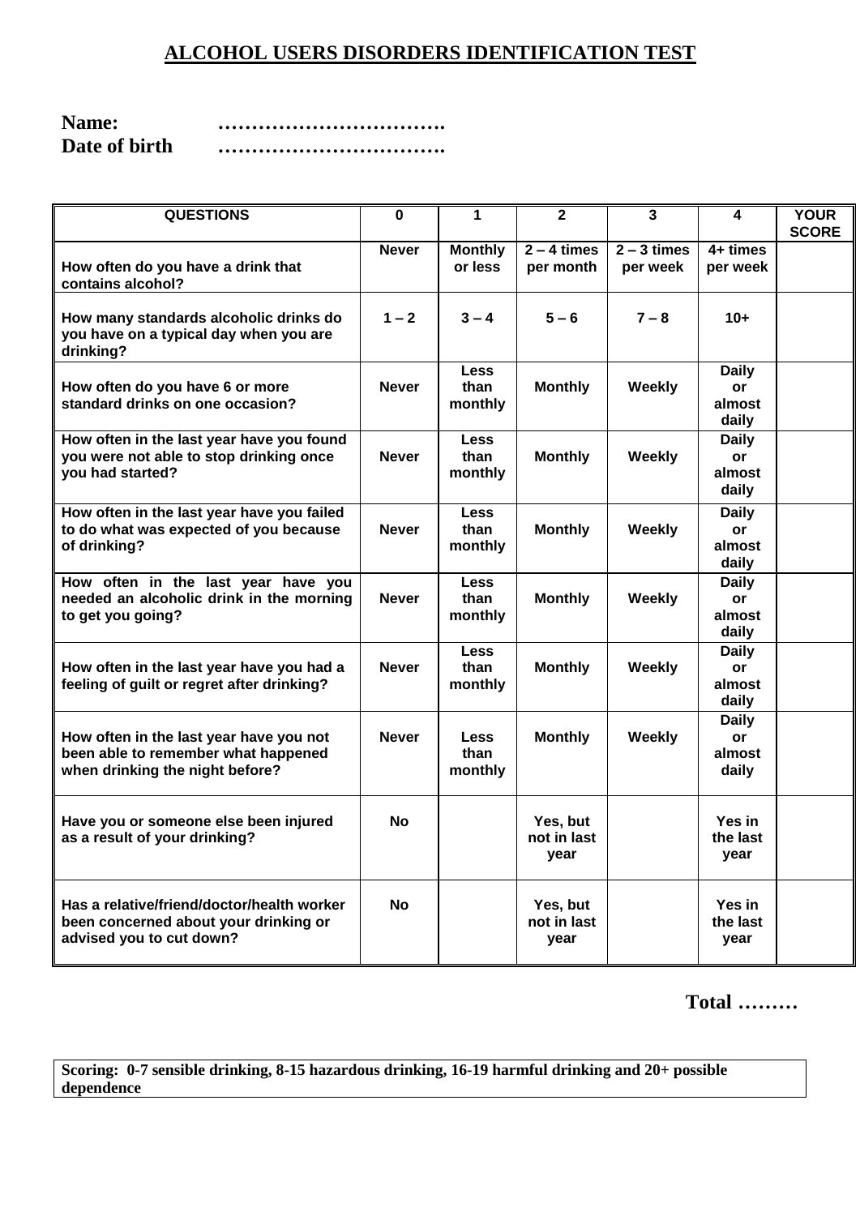# ALCOHOL USERS DISORDERS IDENTIFICATION TEST

**Name:** …………………………….

**Date of birth** …………………………….

| QUESTIONS | 0 | 1 | 2 | 3 | 4 | YOUR SCORE |
|---|---|---|---|---|---|---|
| How often do you have a drink that contains alcohol? | Never | Monthly or less | 2 – 4 times per month | 2 – 3 times per week | 4+ times per week | |
| How many standards alcoholic drinks do you have on a typical day when you are drinking? | 1 – 2 | 3 – 4 | 5 – 6 | 7 – 8 | 10+ | |
| How often do you have 6 or more standard drinks on one occasion? | Never | Less than monthly | Monthly | Weekly | Daily or almost daily | |
| How often in the last year have you found you were not able to stop drinking once you had started? | Never | Less than monthly | Monthly | Weekly | Daily or almost daily | |
| How often in the last year have you failed to do what was expected of you because of drinking? | Never | Less than monthly | Monthly | Weekly | Daily or almost daily | |
| How often in the last year have you needed an alcoholic drink in the morning to get you going? | Never | Less than monthly | Monthly | Weekly | Daily or almost daily | |
| How often in the last year have you had a feeling of guilt or regret after drinking? | Never | Less than monthly | Monthly | Weekly | Daily or almost daily | |
| How often in the last year have you not been able to remember what happened when drinking the night before? | Never | Less than monthly | Monthly | Weekly | Daily or almost daily | |
| Have you or someone else been injured as a result of your drinking? | No | | Yes, but not in last year | | Yes in the last year | |
| Has a relative/friend/doctor/health worker been concerned about your drinking or advised you to cut down? | No | | Yes, but not in last year | | Yes in the last year | |

**Total ………**

**Scoring: 0-7 sensible drinking, 8-15 hazardous drinking, 16-19 harmful drinking and 20+ possible dependence**